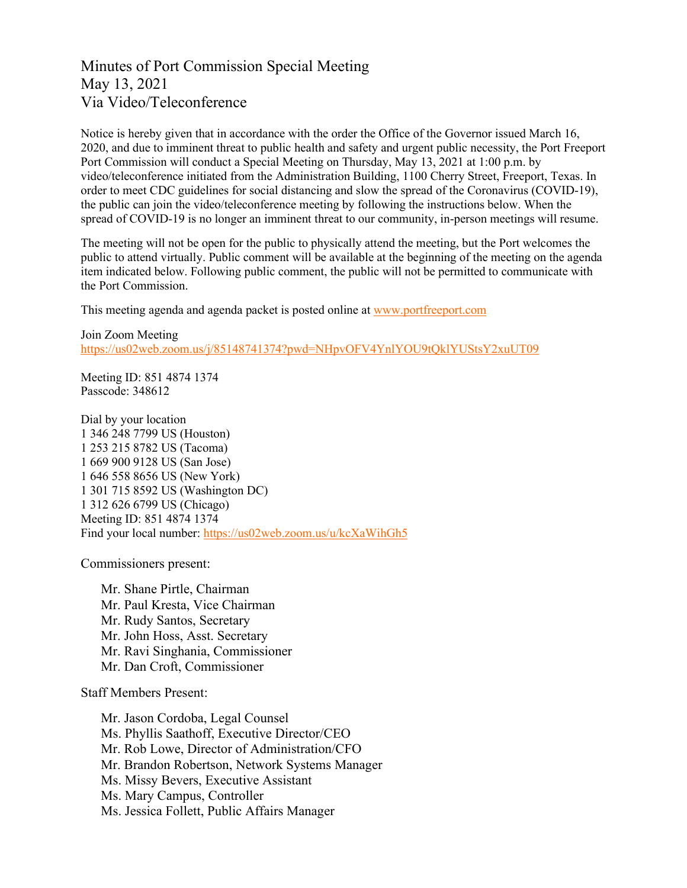# Minutes of Port Commission Special Meeting
May 13, 2021
Via Video/Teleconference

Notice is hereby given that in accordance with the order the Office of the Governor issued March 16, 2020, and due to imminent threat to public health and safety and urgent public necessity, the Port Freeport Port Commission will conduct a Special Meeting on Thursday, May 13, 2021 at 1:00 p.m. by video/teleconference initiated from the Administration Building, 1100 Cherry Street, Freeport, Texas. In order to meet CDC guidelines for social distancing and slow the spread of the Coronavirus (COVID-19), the public can join the video/teleconference meeting by following the instructions below. When the spread of COVID-19 is no longer an imminent threat to our community, in-person meetings will resume.

The meeting will not be open for the public to physically attend the meeting, but the Port welcomes the public to attend virtually. Public comment will be available at the beginning of the meeting on the agenda item indicated below. Following public comment, the public will not be permitted to communicate with the Port Commission.

This meeting agenda and agenda packet is posted online at www.portfreeport.com

Join Zoom Meeting
https://us02web.zoom.us/j/85148741374?pwd=NHpvOFV4YnlYOU9tQklYUStsY2xuUT09

Meeting ID: 851 4874 1374
Passcode: 348612

Dial by your location
1 346 248 7799 US (Houston)
1 253 215 8782 US (Tacoma)
1 669 900 9128 US (San Jose)
1 646 558 8656 US (New York)
1 301 715 8592 US (Washington DC)
1 312 626 6799 US (Chicago)
Meeting ID: 851 4874 1374
Find your local number: https://us02web.zoom.us/u/kcXaWihGh5

Commissioners present:

- Mr. Shane Pirtle, Chairman
- Mr. Paul Kresta, Vice Chairman
- Mr. Rudy Santos, Secretary
- Mr. John Hoss, Asst. Secretary
- Mr. Ravi Singhania, Commissioner
- Mr. Dan Croft, Commissioner

Staff Members Present:

- Mr. Jason Cordoba, Legal Counsel
- Ms. Phyllis Saathoff, Executive Director/CEO
- Mr. Rob Lowe, Director of Administration/CFO
- Mr. Brandon Robertson, Network Systems Manager
- Ms. Missy Bevers, Executive Assistant
- Ms. Mary Campus, Controller
- Ms. Jessica Follett, Public Affairs Manager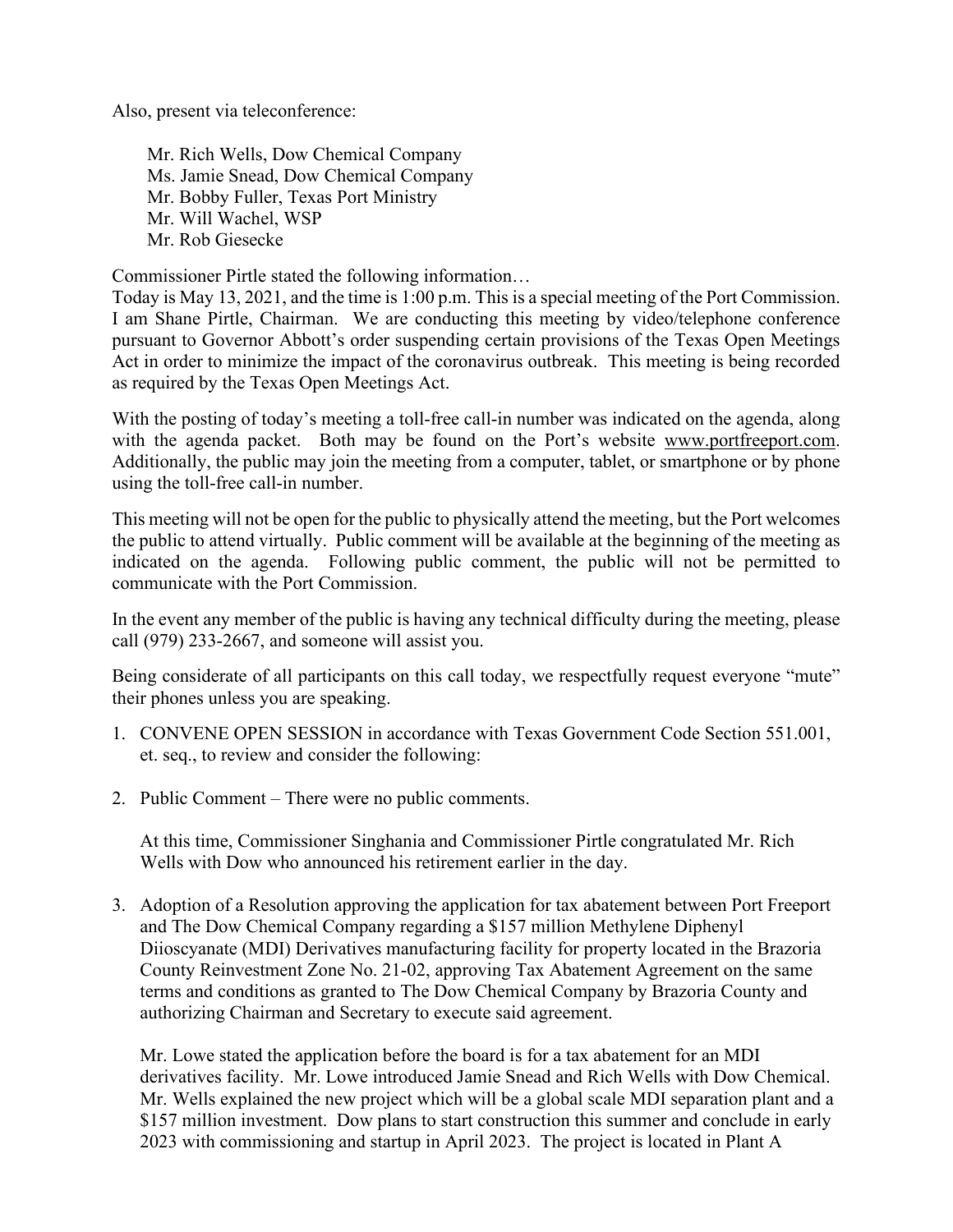Also, present via teleconference:

Mr. Rich Wells, Dow Chemical Company
Ms. Jamie Snead, Dow Chemical Company
Mr. Bobby Fuller, Texas Port Ministry
Mr. Will Wachel, WSP
Mr. Rob Giesecke

Commissioner Pirtle stated the following information…
Today is May 13, 2021, and the time is 1:00 p.m. This is a special meeting of the Port Commission. I am Shane Pirtle, Chairman. We are conducting this meeting by video/telephone conference pursuant to Governor Abbott's order suspending certain provisions of the Texas Open Meetings Act in order to minimize the impact of the coronavirus outbreak. This meeting is being recorded as required by the Texas Open Meetings Act.

With the posting of today's meeting a toll-free call-in number was indicated on the agenda, along with the agenda packet. Both may be found on the Port's website www.portfreeport.com. Additionally, the public may join the meeting from a computer, tablet, or smartphone or by phone using the toll-free call-in number.

This meeting will not be open for the public to physically attend the meeting, but the Port welcomes the public to attend virtually. Public comment will be available at the beginning of the meeting as indicated on the agenda. Following public comment, the public will not be permitted to communicate with the Port Commission.

In the event any member of the public is having any technical difficulty during the meeting, please call (979) 233-2667, and someone will assist you.

Being considerate of all participants on this call today, we respectfully request everyone "mute" their phones unless you are speaking.

1. CONVENE OPEN SESSION in accordance with Texas Government Code Section 551.001, et. seq., to review and consider the following:

2. Public Comment – There were no public comments.

   At this time, Commissioner Singhania and Commissioner Pirtle congratulated Mr. Rich Wells with Dow who announced his retirement earlier in the day.

3. Adoption of a Resolution approving the application for tax abatement between Port Freeport and The Dow Chemical Company regarding a $157 million Methylene Diphenyl Diioscyanate (MDI) Derivatives manufacturing facility for property located in the Brazoria County Reinvestment Zone No. 21-02, approving Tax Abatement Agreement on the same terms and conditions as granted to The Dow Chemical Company by Brazoria County and authorizing Chairman and Secretary to execute said agreement.

   Mr. Lowe stated the application before the board is for a tax abatement for an MDI derivatives facility. Mr. Lowe introduced Jamie Snead and Rich Wells with Dow Chemical. Mr. Wells explained the new project which will be a global scale MDI separation plant and a $157 million investment. Dow plans to start construction this summer and conclude in early 2023 with commissioning and startup in April 2023. The project is located in Plant A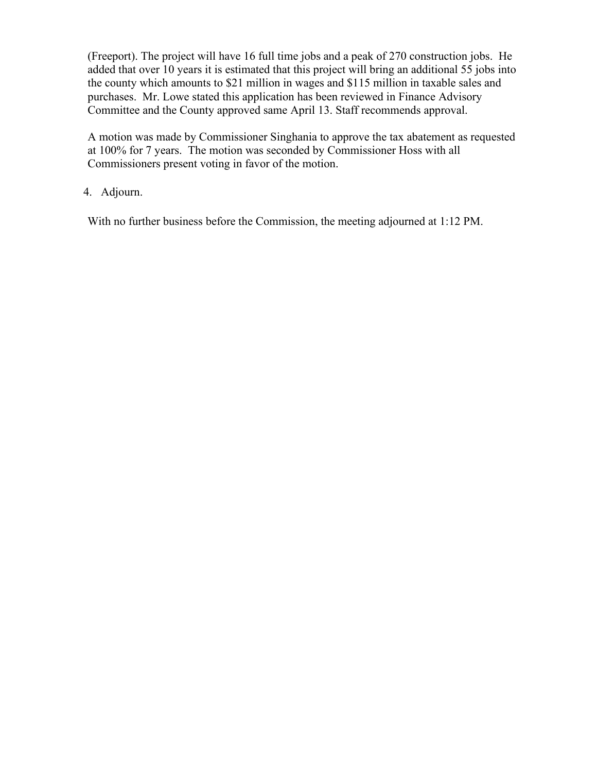(Freeport). The project will have 16 full time jobs and a peak of 270 construction jobs. He added that over 10 years it is estimated that this project will bring an additional 55 jobs into the county which amounts to $21 million in wages and $115 million in taxable sales and purchases. Mr. Lowe stated this application has been reviewed in Finance Advisory Committee and the County approved same April 13. Staff recommends approval.

A motion was made by Commissioner Singhania to approve the tax abatement as requested at 100% for 7 years. The motion was seconded by Commissioner Hoss with all Commissioners present voting in favor of the motion.

4. Adjourn.

With no further business before the Commission, the meeting adjourned at 1:12 PM.